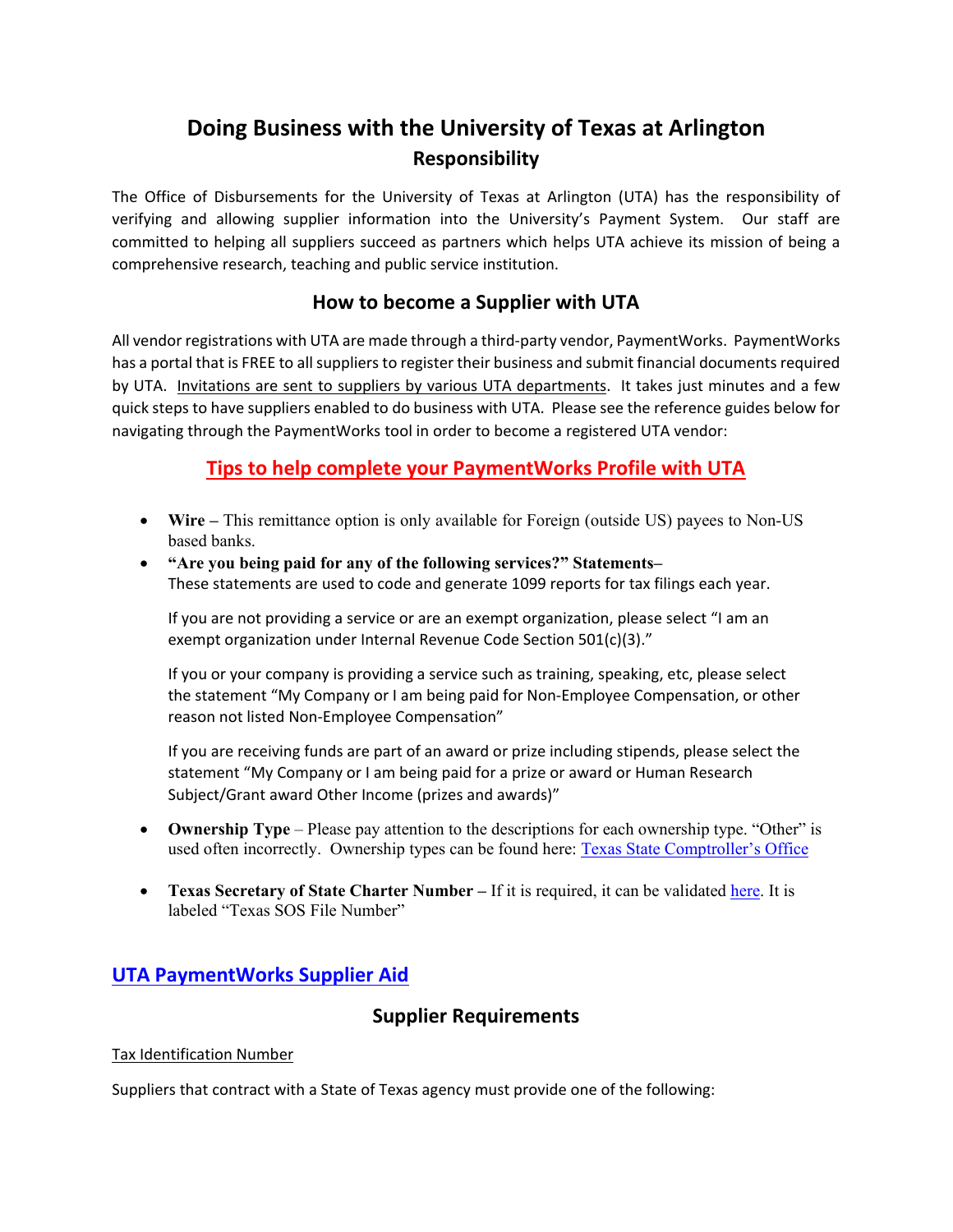# Doing Business with the University of Texas at Arlington

## Responsibility

The Office of Disbursements for the University of Texas at Arlington (UTA) has the responsibility of verifying and allowing supplier information into the University's Payment System. Our staff are committed to helping all suppliers succeed as partners which helps UTA achieve its mission of being a comprehensive research, teaching and public service institution.

## How to become a Supplier with UTA

All vendor registrations with UTA are made through a third-party vendor, PaymentWorks. PaymentWorks has a portal that is FREE to all suppliers to register their business and submit financial documents required by UTA. Invitations are sent to suppliers by various UTA departments. It takes just minutes and a few quick steps to have suppliers enabled to do business with UTA. Please see the reference guides below for navigating through the PaymentWorks tool in order to become a registered UTA vendor:

## Tips to help complete your PaymentWorks Profile with UTA

- **Wire –** This remittance option is only available for Foreign (outside US) payees to Non-US based banks.
- **"Are you being paid for any of the following services?" Statements–** These statements are used to code and generate 1099 reports for tax filings each year.

  If you are not providing a service or are an exempt organization, please select "I am an exempt organization under Internal Revenue Code Section 501(c)(3)."

  If you or your company is providing a service such as training, speaking, etc, please select the statement "My Company or I am being paid for Non-Employee Compensation, or other reason not listed Non-Employee Compensation"

  If you are receiving funds are part of an award or prize including stipends, please select the statement "My Company or I am being paid for a prize or award or Human Research Subject/Grant award Other Income (prizes and awards)"

- **Ownership Type** – Please pay attention to the descriptions for each ownership type. "Other" is used often incorrectly. Ownership types can be found here: Texas State Comptroller's Office

- **Texas Secretary of State Charter Number –** If it is required, it can be validated here. It is labeled "Texas SOS File Number"

## UTA PaymentWorks Supplier Aid

## Supplier Requirements

Tax Identification Number

Suppliers that contract with a State of Texas agency must provide one of the following: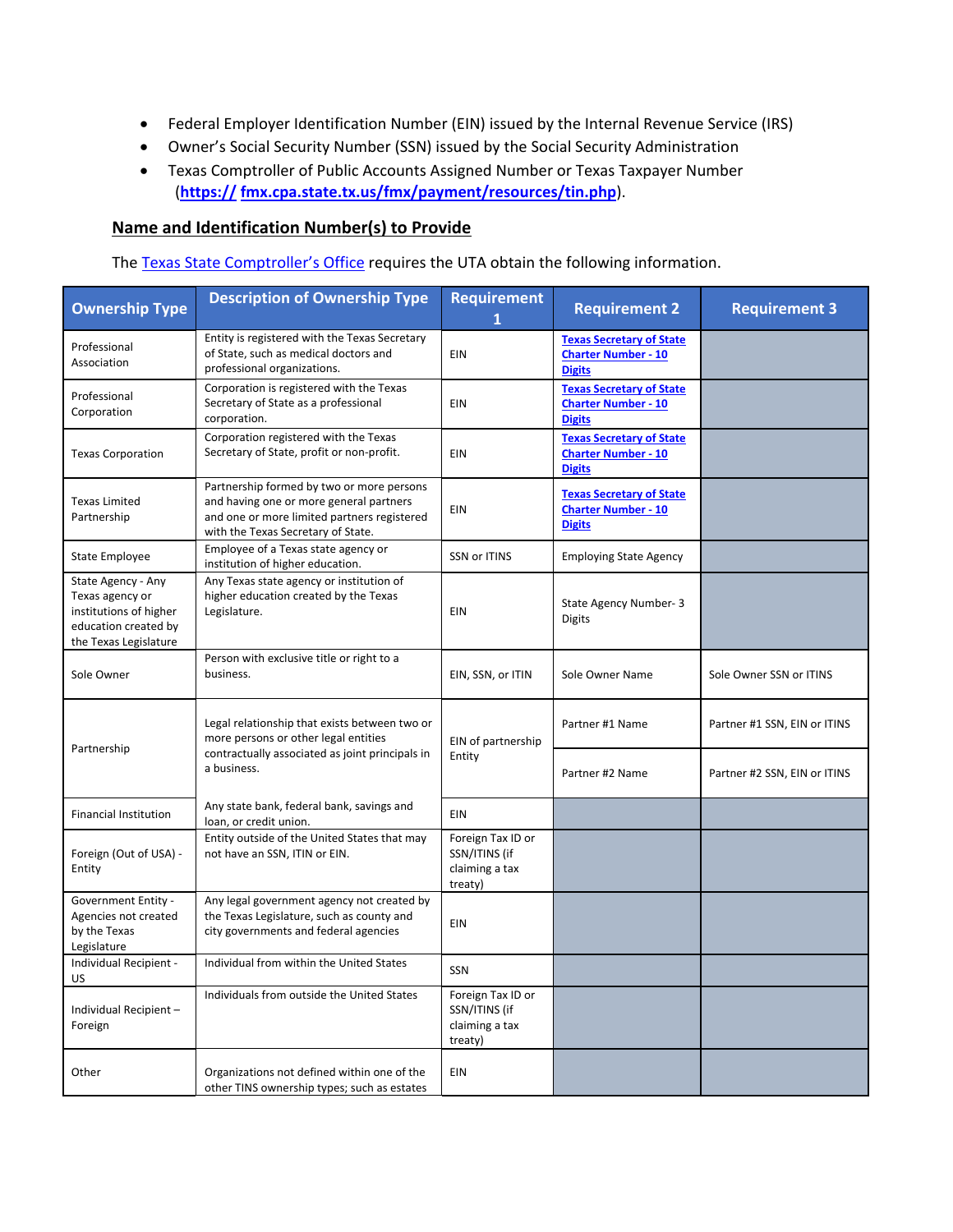- Federal Employer Identification Number (EIN) issued by the Internal Revenue Service (IRS)
- Owner's Social Security Number (SSN) issued by the Social Security Administration
- Texas Comptroller of Public Accounts Assigned Number or Texas Taxpayer Number (https:// fmx.cpa.state.tx.us/fmx/payment/resources/tin.php).

## Name and Identification Number(s) to Provide

The Texas State Comptroller's Office requires the UTA obtain the following information.

| Ownership Type | Description of Ownership Type | Requirement 1 | Requirement 2 | Requirement 3 |
|---|---|---|---|---|
| Professional Association | Entity is registered with the Texas Secretary of State, such as medical doctors and professional organizations. | EIN | Texas Secretary of State Charter Number - 10 Digits | |
| Professional Corporation | Corporation is registered with the Texas Secretary of State as a professional corporation. | EIN | Texas Secretary of State Charter Number - 10 Digits | |
| Texas Corporation | Corporation registered with the Texas Secretary of State, profit or non-profit. | EIN | Texas Secretary of State Charter Number - 10 Digits | |
| Texas Limited Partnership | Partnership formed by two or more persons and having one or more general partners and one or more limited partners registered with the Texas Secretary of State. | EIN | Texas Secretary of State Charter Number - 10 Digits | |
| State Employee | Employee of a Texas state agency or institution of higher education. | SSN or ITINS | Employing State Agency | |
| State Agency - Any Texas agency or institutions of higher education created by the Texas Legislature | Any Texas state agency or institution of higher education created by the Texas Legislature. | EIN | State Agency Number- 3 Digits | |
| Sole Owner | Person with exclusive title or right to a business. | EIN, SSN, or ITIN | Sole Owner Name | Sole Owner SSN or ITINS |
| Partnership | Legal relationship that exists between two or more persons or other legal entities contractually associated as joint principals in a business. | EIN of partnership Entity | Partner #1 Name | Partner #1 SSN, EIN or ITINS |
| | | | Partner #2 Name | Partner #2 SSN, EIN or ITINS |
| Financial Institution | Any state bank, federal bank, savings and loan, or credit union. | EIN | | |
| Foreign (Out of USA) - Entity | Entity outside of the United States that may not have an SSN, ITIN or EIN. | Foreign Tax ID or SSN/ITINS (if claiming a tax treaty) | | |
| Government Entity - Agencies not created by the Texas Legislature | Any legal government agency not created by the Texas Legislature, such as county and city governments and federal agencies | EIN | | |
| Individual Recipient - US | Individual from within the United States | SSN | | |
| Individual Recipient – Foreign | Individuals from outside the United States | Foreign Tax ID or SSN/ITINS (if claiming a tax treaty) | | |
| Other | Organizations not defined within one of the other TINS ownership types; such as estates | EIN | | |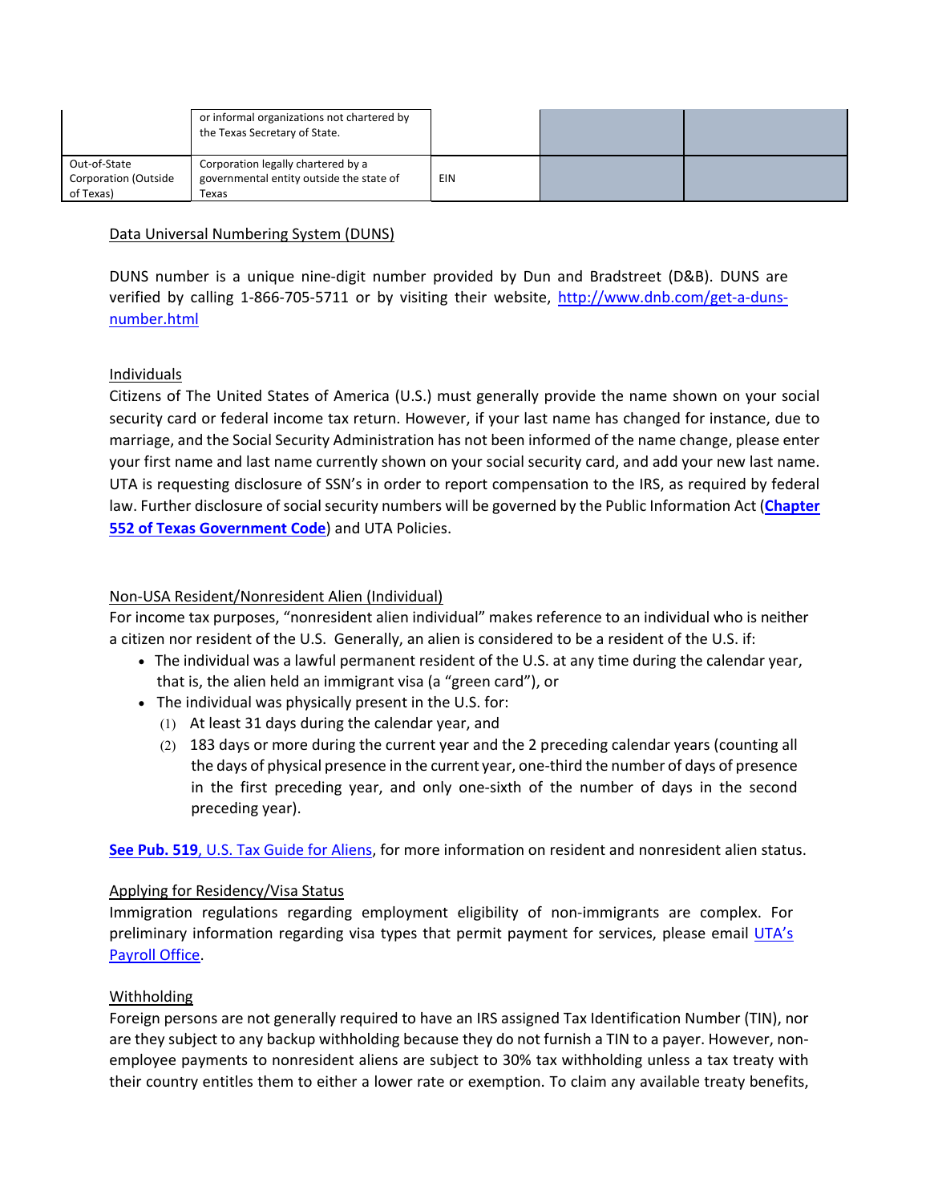| | | | | |
|---|---|---|---|---|
| | or informal organizations not chartered by the Texas Secretary of State. | | | |
| Out-of-State Corporation (Outside of Texas) | Corporation legally chartered by a governmental entity outside the state of Texas | EIN | | |

Data Universal Numbering System (DUNS)

DUNS number is a unique nine-digit number provided by Dun and Bradstreet (D&B). DUNS are verified by calling 1-866-705-5711 or by visiting their website, [http://www.dnb.com/get-a-duns-number.html](http://www.dnb.com/get-a-duns-number.html)

Individuals

Citizens of The United States of America (U.S.) must generally provide the name shown on your social security card or federal income tax return. However, if your last name has changed for instance, due to marriage, and the Social Security Administration has not been informed of the name change, please enter your first name and last name currently shown on your social security card, and add your new last name. UTA is requesting disclosure of SSN's in order to report compensation to the IRS, as required by federal law. Further disclosure of social security numbers will be governed by the Public Information Act (**Chapter 552 of Texas Government Code**) and UTA Policies.

Non-USA Resident/Nonresident Alien (Individual)

For income tax purposes, "nonresident alien individual" makes reference to an individual who is neither a citizen nor resident of the U.S. Generally, an alien is considered to be a resident of the U.S. if:

- The individual was a lawful permanent resident of the U.S. at any time during the calendar year, that is, the alien held an immigrant visa (a "green card"), or
- The individual was physically present in the U.S. for:
  1. At least 31 days during the calendar year, and
  2. 183 days or more during the current year and the 2 preceding calendar years (counting all the days of physical presence in the current year, one-third the number of days of presence in the first preceding year, and only one-sixth of the number of days in the second preceding year).

**See Pub. 519**, U.S. Tax Guide for Aliens, for more information on resident and nonresident alien status.

Applying for Residency/Visa Status

Immigration regulations regarding employment eligibility of non-immigrants are complex. For preliminary information regarding visa types that permit payment for services, please email UTA's Payroll Office.

Withholding

Foreign persons are not generally required to have an IRS assigned Tax Identification Number (TIN), nor are they subject to any backup withholding because they do not furnish a TIN to a payer. However, non-employee payments to nonresident aliens are subject to 30% tax withholding unless a tax treaty with their country entitles them to either a lower rate or exemption. To claim any available treaty benefits,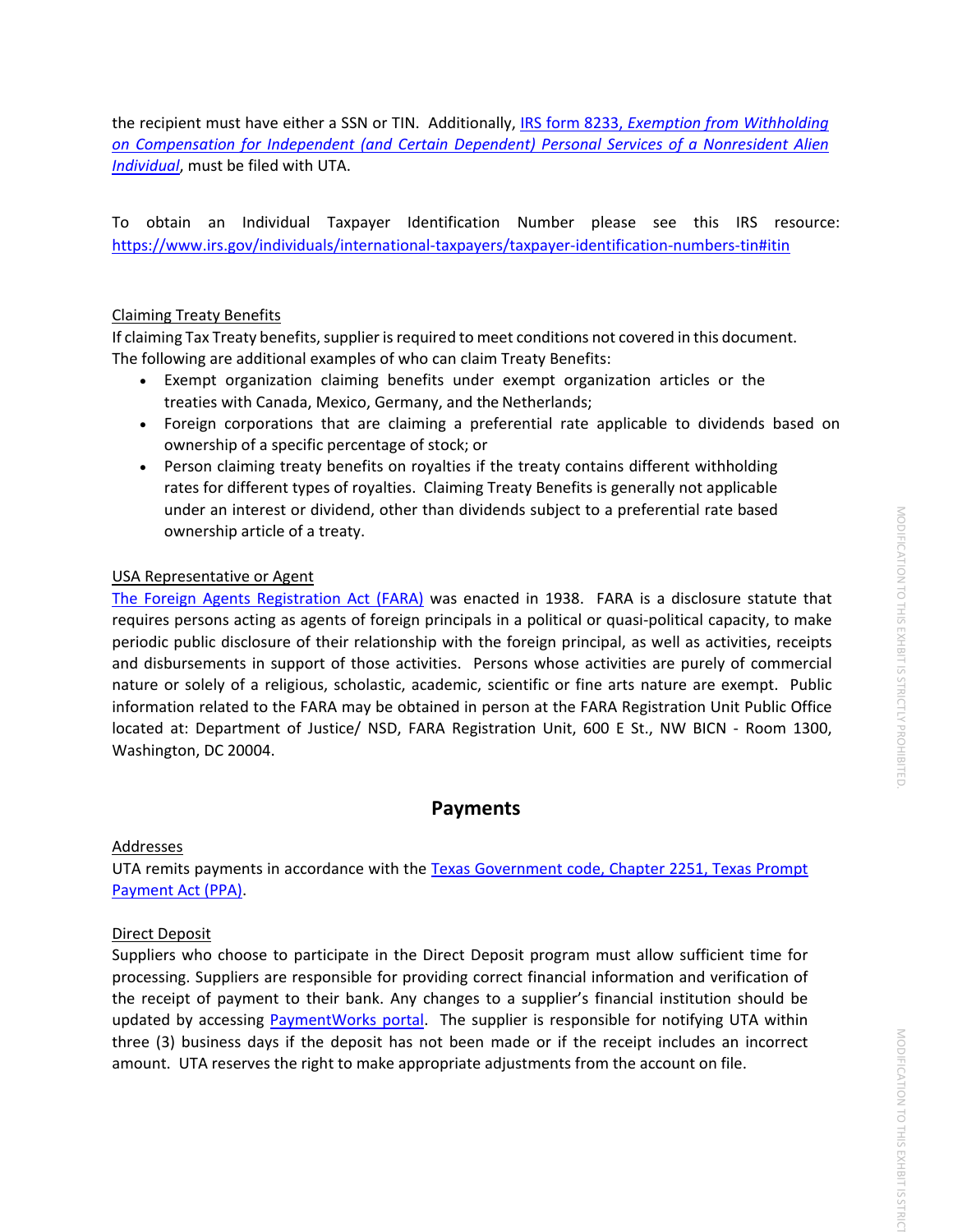the recipient must have either a SSN or TIN. Additionally, [IRS form 8233, *Exemption from Withholding on Compensation for Independent (and Certain Dependent) Personal Services of a Nonresident Alien Individual*](), must be filed with UTA.

To obtain an Individual Taxpayer Identification Number please see this IRS resource: https://www.irs.gov/individuals/international-taxpayers/taxpayer-identification-numbers-tin#itin

<u>Claiming Treaty Benefits</u>

If claiming Tax Treaty benefits, supplier is required to meet conditions not covered in this document. The following are additional examples of who can claim Treaty Benefits:

- Exempt organization claiming benefits under exempt organization articles or the treaties with Canada, Mexico, Germany, and the Netherlands;
- Foreign corporations that are claiming a preferential rate applicable to dividends based on ownership of a specific percentage of stock; or
- Person claiming treaty benefits on royalties if the treaty contains different withholding rates for different types of royalties. Claiming Treaty Benefits is generally not applicable under an interest or dividend, other than dividends subject to a preferential rate based ownership article of a treaty.

<u>USA Representative or Agent</u>

The Foreign Agents Registration Act (FARA) was enacted in 1938. FARA is a disclosure statute that requires persons acting as agents of foreign principals in a political or quasi-political capacity, to make periodic public disclosure of their relationship with the foreign principal, as well as activities, receipts and disbursements in support of those activities. Persons whose activities are purely of commercial nature or solely of a religious, scholastic, academic, scientific or fine arts nature are exempt. Public information related to the FARA may be obtained in person at the FARA Registration Unit Public Office located at: Department of Justice/ NSD, FARA Registration Unit, 600 E St., NW BICN - Room 1300, Washington, DC 20004.

## Payments

<u>Addresses</u>

UTA remits payments in accordance with the Texas Government code, Chapter 2251, Texas Prompt Payment Act (PPA).

<u>Direct Deposit</u>

Suppliers who choose to participate in the Direct Deposit program must allow sufficient time for processing. Suppliers are responsible for providing correct financial information and verification of the receipt of payment to their bank. Any changes to a supplier's financial institution should be updated by accessing PaymentWorks portal. The supplier is responsible for notifying UTA within three (3) business days if the deposit has not been made or if the receipt includes an incorrect amount. UTA reserves the right to make appropriate adjustments from the account on file.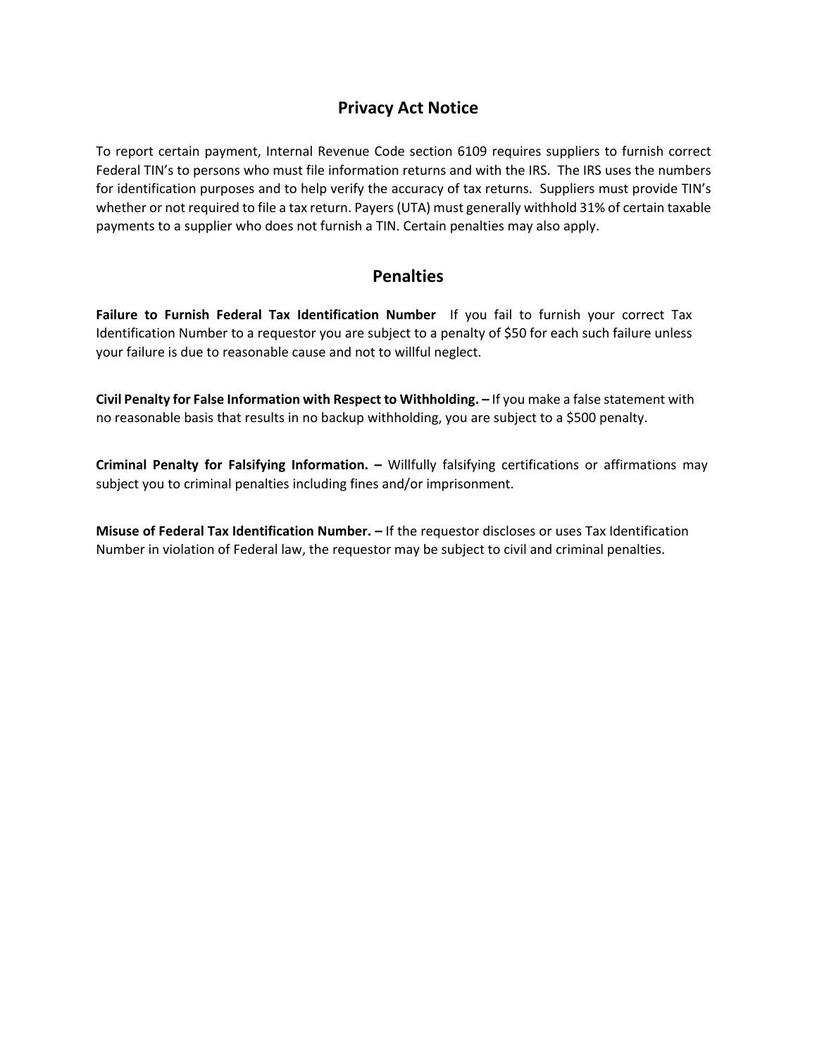## Privacy Act Notice

To report certain payment, Internal Revenue Code section 6109 requires suppliers to furnish correct Federal TIN's to persons who must file information returns and with the IRS. The IRS uses the numbers for identification purposes and to help verify the accuracy of tax returns. Suppliers must provide TIN's whether or not required to file a tax return. Payers (UTA) must generally withhold 31% of certain taxable payments to a supplier who does not furnish a TIN. Certain penalties may also apply.

## Penalties

**Failure to Furnish Federal Tax Identification Number** If you fail to furnish your correct Tax Identification Number to a requestor you are subject to a penalty of $50 for each such failure unless your failure is due to reasonable cause and not to willful neglect.

**Civil Penalty for False Information with Respect to Withholding. –** If you make a false statement with no reasonable basis that results in no backup withholding, you are subject to a $500 penalty.

**Criminal Penalty for Falsifying Information. –** Willfully falsifying certifications or affirmations may subject you to criminal penalties including fines and/or imprisonment.

**Misuse of Federal Tax Identification Number. –** If the requestor discloses or uses Tax Identification Number in violation of Federal law, the requestor may be subject to civil and criminal penalties.